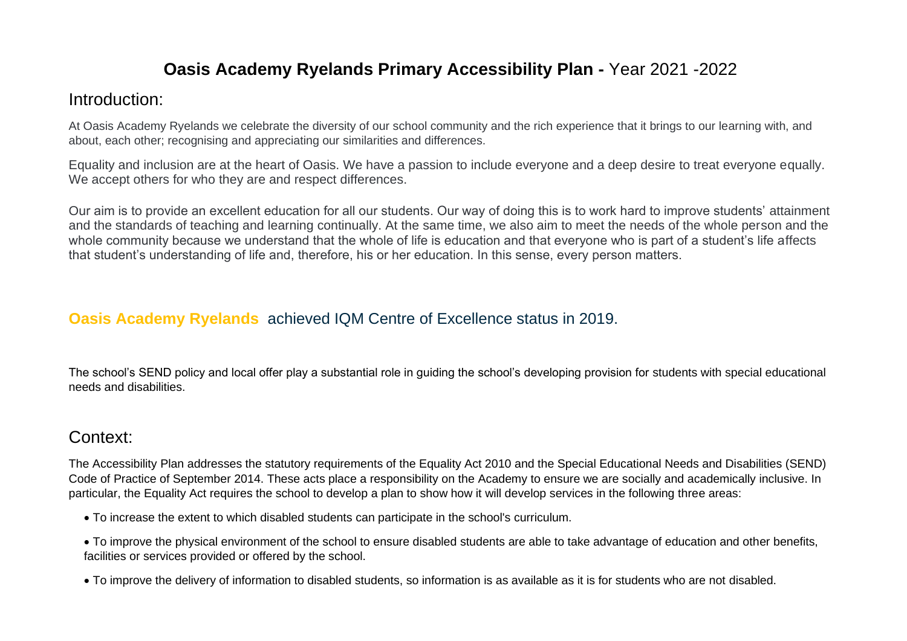# **Oasis Academy Ryelands Primary Accessibility Plan -** Year 2021 -2022

## Introduction:

At Oasis Academy Ryelands we celebrate the diversity of our school community and the rich experience that it brings to our learning with, and about, each other; recognising and appreciating our similarities and differences.

Equality and inclusion are at the heart of Oasis. We have a passion to include everyone and a deep desire to treat everyone equally. We accept others for who they are and respect differences.

Our aim is to provide an excellent education for all our students. Our way of doing this is to work hard to improve students' attainment and the standards of teaching and learning continually. At the same time, we also aim to meet the needs of the whole person and the whole community because we understand that the whole of life is education and that everyone who is part of a student's life affects that student's understanding of life and, therefore, his or her education. In this sense, every person matters.

### **Oasis Academy Ryelands** achieved IQM Centre of Excellence status in 2019.

The school's SEND policy and local offer play a substantial role in guiding the school's developing provision for students with special educational needs and disabilities.

## Context:

The Accessibility Plan addresses the statutory requirements of the Equality Act 2010 and the Special Educational Needs and Disabilities (SEND) Code of Practice of September 2014. These acts place a responsibility on the Academy to ensure we are socially and academically inclusive. In particular, the Equality Act requires the school to develop a plan to show how it will develop services in the following three areas:

- To increase the extent to which disabled students can participate in the school's curriculum.
- To improve the physical environment of the school to ensure disabled students are able to take advantage of education and other benefits, facilities or services provided or offered by the school.
- To improve the delivery of information to disabled students, so information is as available as it is for students who are not disabled.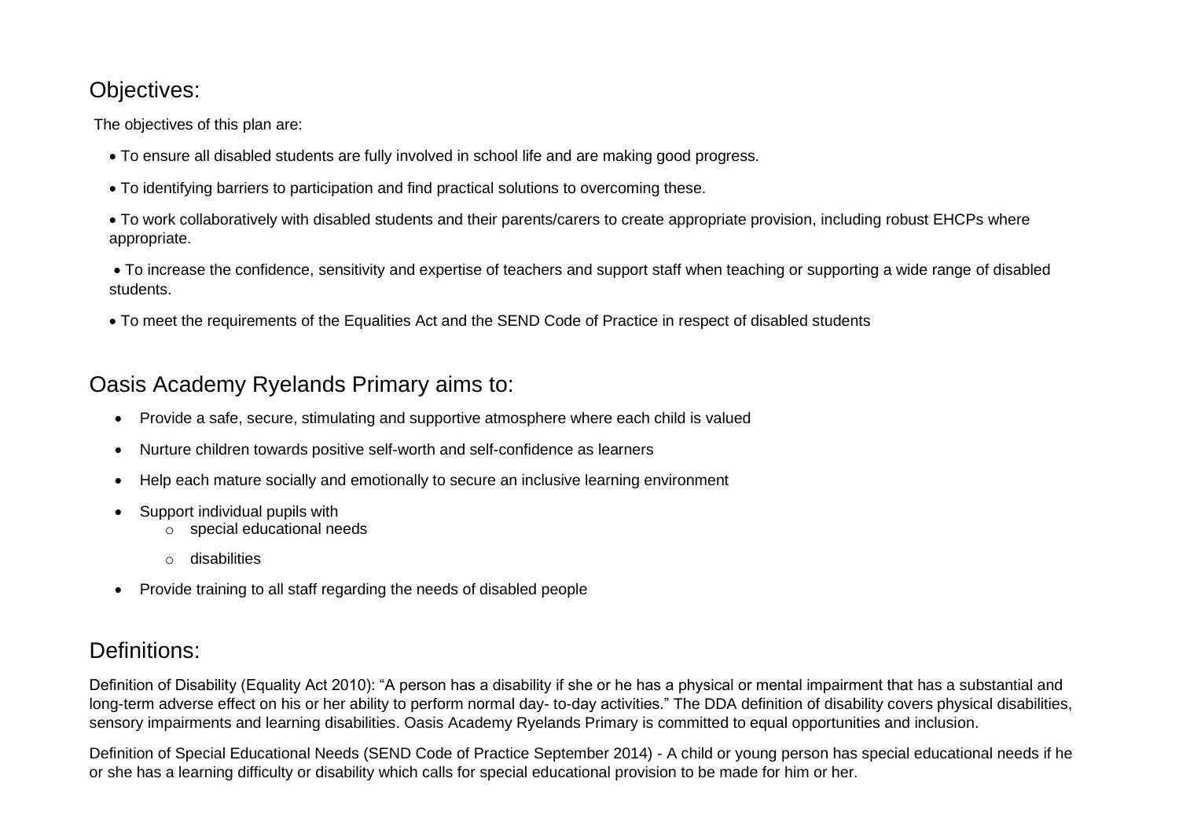## Objectives:

The objectives of this plan are:

- To ensure all disabled students are fully involved in school life and are making good progress.
- To identifying barriers to participation and find practical solutions to overcoming these.
- To work collaboratively with disabled students and their parents/carers to create appropriate provision, including robust EHCPs where appropriate.
- To increase the confidence, sensitivity and expertise of teachers and support staff when teaching or supporting a wide range of disabled students.
- To meet the requirements of the Equalities Act and the SEND Code of Practice in respect of disabled students

## Oasis Academy Ryelands Primary aims to:

- Provide a safe, secure, stimulating and supportive atmosphere where each child is valued
- Nurture children towards positive self-worth and self-confidence as learners
- Help each mature socially and emotionally to secure an inclusive learning environment
- Support individual pupils with
  - special educational needs
  - disabilities
- Provide training to all staff regarding the needs of disabled people

## Definitions:

Definition of Disability (Equality Act 2010): "A person has a disability if she or he has a physical or mental impairment that has a substantial and long-term adverse effect on his or her ability to perform normal day- to-day activities." The DDA definition of disability covers physical disabilities, sensory impairments and learning disabilities. Oasis Academy Ryelands Primary is committed to equal opportunities and inclusion.

Definition of Special Educational Needs (SEND Code of Practice September 2014) - A child or young person has special educational needs if he or she has a learning difficulty or disability which calls for special educational provision to be made for him or her.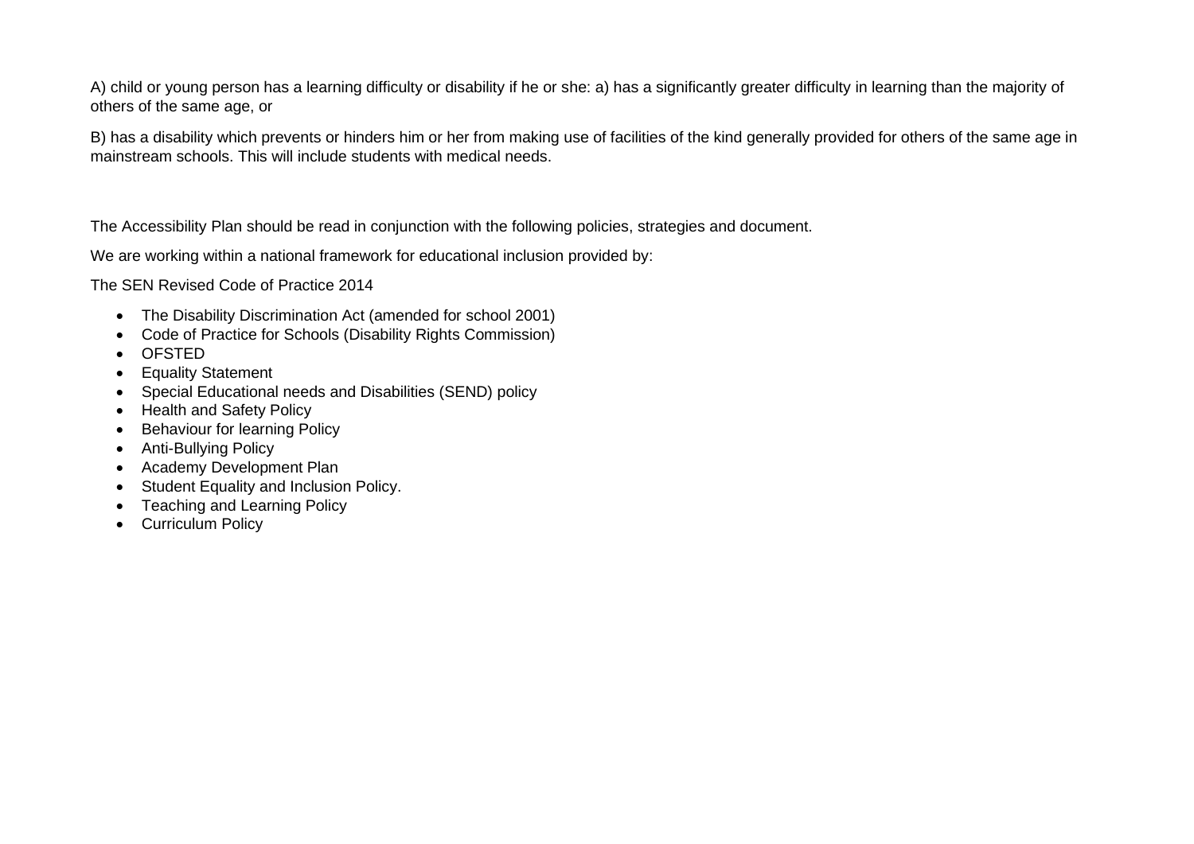A) child or young person has a learning difficulty or disability if he or she: a) has a significantly greater difficulty in learning than the majority of others of the same age, or

B) has a disability which prevents or hinders him or her from making use of facilities of the kind generally provided for others of the same age in mainstream schools. This will include students with medical needs.

The Accessibility Plan should be read in conjunction with the following policies, strategies and document.

We are working within a national framework for educational inclusion provided by:

The SEN Revised Code of Practice 2014

- The Disability Discrimination Act (amended for school 2001)
- Code of Practice for Schools (Disability Rights Commission)
- OFSTED
- Equality Statement
- Special Educational needs and Disabilities (SEND) policy
- Health and Safety Policy
- Behaviour for learning Policy
- Anti-Bullying Policy
- Academy Development Plan
- Student Equality and Inclusion Policy.
- Teaching and Learning Policy
- Curriculum Policy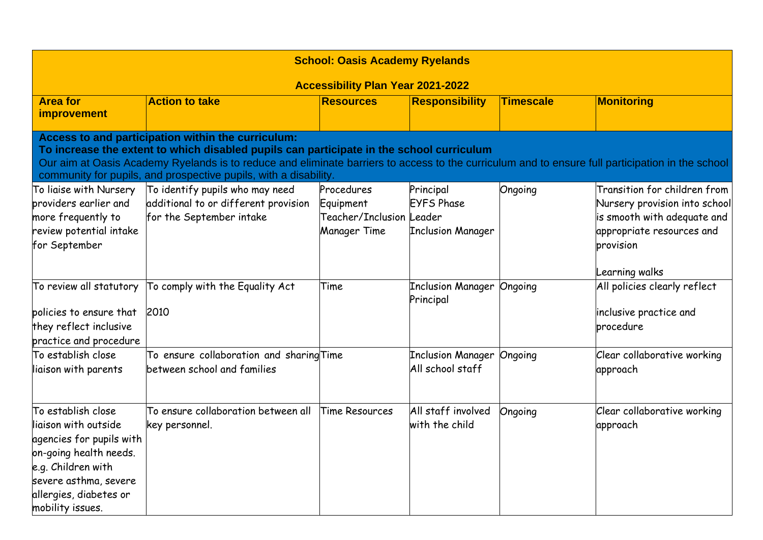| **School: Oasis Academy Ryelands**<br><br>**Accessibility Plan Year 2021-2022** | | | | | |
|---|---|---|---|---|---|
| **Area for improvement** | **Action to take** | **Resources** | **Responsibility** | **Timescale** | **Monitoring** |
| **Access to and participation within the curriculum:**<br>**To increase the extent to which disabled pupils can participate in the school curriculum**<br>Our aim at Oasis Academy Ryelands is to reduce and eliminate barriers to access to the curriculum and to ensure full participation in the school community for pupils, and prospective pupils, with a disability. | | | | | |
| To liaise with Nursery providers earlier and more frequently to review potential intake for September | To identify pupils who may need additional to or different provision for the September intake | Procedures<br>Equipment<br>Teacher/Inclusion Manager Time | Principal<br>EYFS Phase Leader<br>Inclusion Manager | Ongoing | Transition for children from Nursery provision into school is smooth with adequate and appropriate resources and provision<br><br>Learning walks |
| To review all statutory policies to ensure that they reflect inclusive practice and procedure | To comply with the Equality Act 2010 | Time | Inclusion Manager<br>Principal | Ongoing | All policies clearly reflect inclusive practice and procedure |
| To establish close liaison with parents | To ensure collaboration and sharing between school and families | Time | Inclusion Manager<br>All school staff | Ongoing | Clear collaborative working approach |
| To establish close liaison with outside agencies for pupils with on-going health needs. e.g. Children with severe asthma, severe allergies, diabetes or mobility issues. | To ensure collaboration between all key personnel. | Time Resources | All staff involved with the child | Ongoing | Clear collaborative working approach |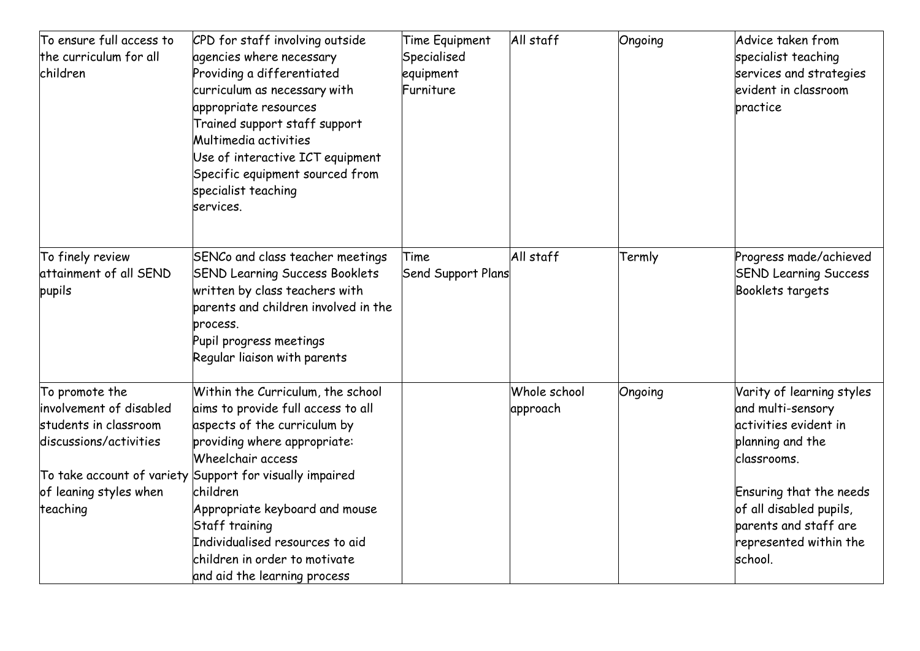| To ensure full access to the curriculum for all children | CPD for staff involving outside agencies where necessary<br>Providing a differentiated curriculum as necessary with appropriate resources<br>Trained support staff support<br>Multimedia activities<br>Use of interactive ICT equipment<br>Specific equipment sourced from specialist teaching services. | Time Equipment<br>Specialised equipment<br>Furniture | All staff | Ongoing | Advice taken from specialist teaching services and strategies evident in classroom practice |
|---|---|---|---|---|---|
| To finely review attainment of all SEND pupils | SENCo and class teacher meetings<br>SEND Learning Success Booklets written by class teachers with parents and children involved in the process.<br>Pupil progress meetings<br>Regular liaison with parents | Time<br>Send Support Plans | All staff | Termly | Progress made/achieved SEND Learning Success Booklets targets |
| To promote the involvement of disabled students in classroom discussions/activities<br><br>To take account of variety of leaning styles when teaching | Within the Curriculum, the school aims to provide full access to all aspects of the curriculum by providing where appropriate:<br>Wheelchair access<br>Support for visually impaired children<br>Appropriate keyboard and mouse<br>Staff training<br>Individualised resources to aid children in order to motivate and aid the learning process | | Whole school approach | Ongoing | Varity of learning styles and multi-sensory activities evident in planning and the classrooms.<br><br>Ensuring that the needs of all disabled pupils, parents and staff are represented within the school. |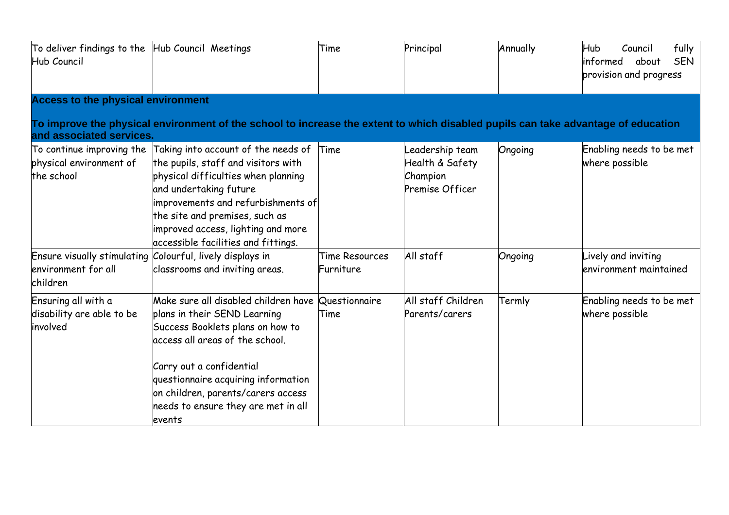| To deliver findings to the Hub Council | Hub Council Meetings | Time | Principal | Annually | Hub Council fully informed about SEN provision and progress |
|---|---|---|---|---|---|
| **Access to the physical environment**<br><br>**To improve the physical environment of the school to increase the extent to which disabled pupils can take advantage of education and associated services.** | | | | | |
| To continue improving the physical environment of the school | Taking into account of the needs of the pupils, staff and visitors with physical difficulties when planning and undertaking future improvements and refurbishments of the site and premises, such as improved access, lighting and more accessible facilities and fittings. | Time | Leadership team<br>Health & Safety Champion<br>Premise Officer | Ongoing | Enabling needs to be met where possible |
| Ensure visually stimulating environment for all children | Colourful, lively displays in classrooms and inviting areas. | Time Resources Furniture | All staff | Ongoing | Lively and inviting environment maintained |
| Ensuring all with a disability are able to be involved | Make sure all disabled children have plans in their SEND Learning Success Booklets plans on how to access all areas of the school.<br><br>Carry out a confidential questionnaire acquiring information on children, parents/carers access needs to ensure they are met in all events | Questionnaire Time | All staff Children Parents/carers | Termly | Enabling needs to be met where possible |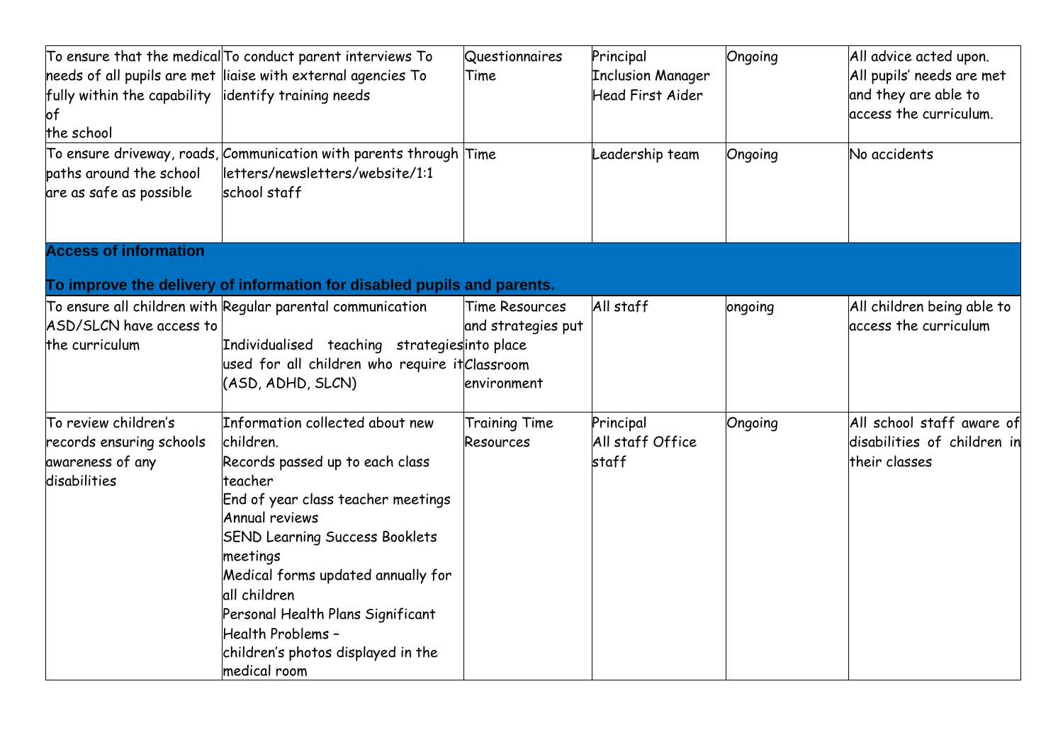| | | | | | |
|---|---|---|---|---|---|
| To ensure that the medical needs of all pupils are met fully within the capability of the school | To conduct parent interviews To liaise with external agencies To identify training needs | Questionnaires Time | Principal Inclusion Manager Head First Aider | Ongoing | All advice acted upon. All pupils' needs are met and they are able to access the curriculum. |
| To ensure driveway, roads, paths around the school are as safe as possible | Communication with parents through letters/newsletters/website/1:1 school staff | Time | Leadership team | Ongoing | No accidents |
| **Access of information**<br><br>**To improve the delivery of information for disabled pupils and parents.** | | | | | |
| To ensure all children with ASD/SLCN have access to the curriculum | Regular parental communication<br><br>Individualised teaching strategies used for all children who require it (ASD, ADHD, SLCN) | Time Resources and strategies put into place Classroom environment | All staff | ongoing | All children being able to access the curriculum |
| To review children's records ensuring schools awareness of any disabilities | Information collected about new children.<br>Records passed up to each class teacher<br>End of year class teacher meetings<br>Annual reviews<br>SEND Learning Success Booklets meetings<br>Medical forms updated annually for all children<br>Personal Health Plans Significant Health Problems –<br>children's photos displayed in the medical room | Training Time Resources | Principal All staff Office staff | Ongoing | All school staff aware of disabilities of children in their classes |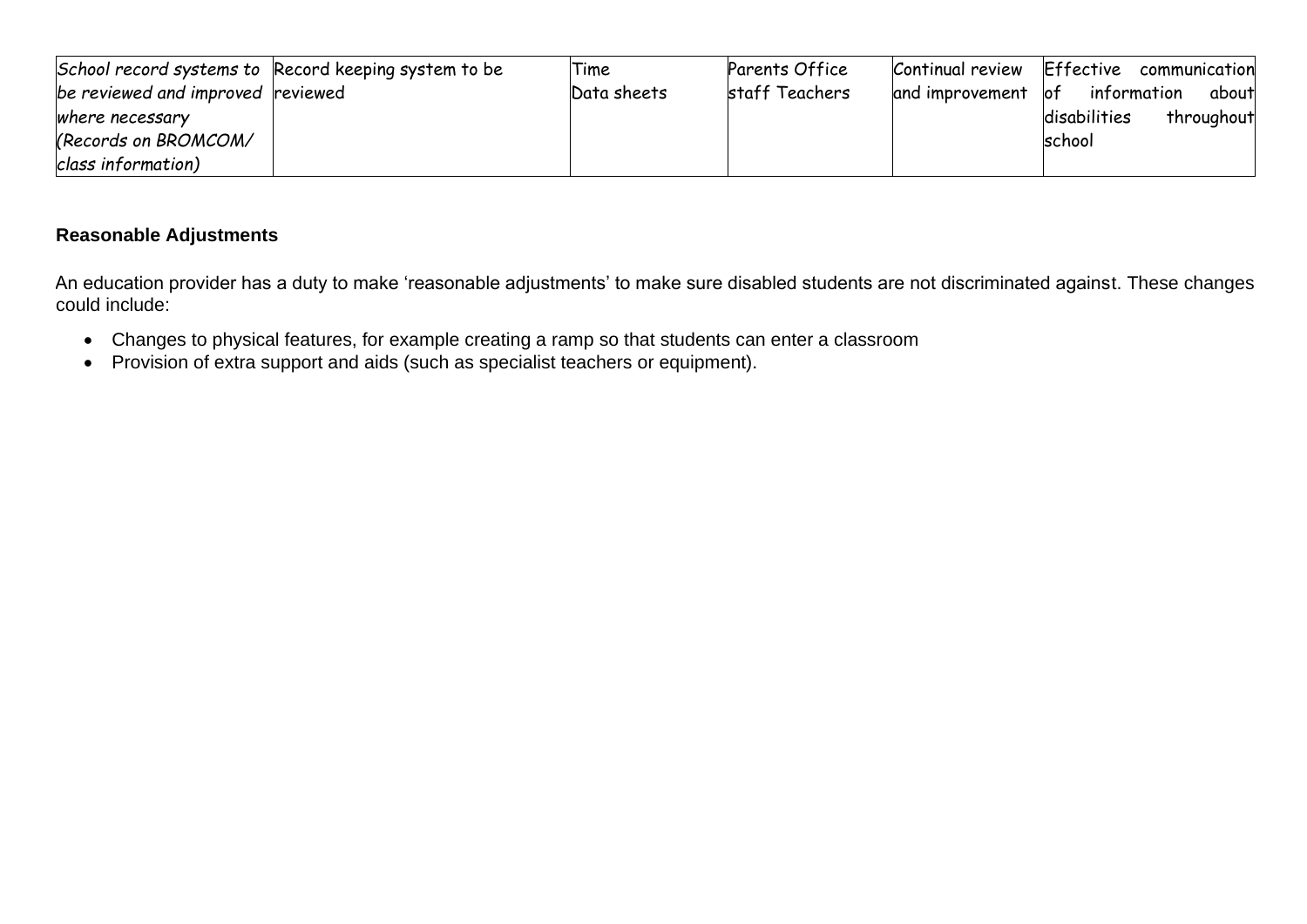| | | | | | |
|---|---|---|---|---|---|
| *School record systems to be reviewed and improved where necessary (Records on BROMCOM/ class information)* | Record keeping system to be reviewed | Time Data sheets | Parents Office staff Teachers | Continual review and improvement | Effective communication of information about disabilities throughout school |

**Reasonable Adjustments**

An education provider has a duty to make 'reasonable adjustments' to make sure disabled students are not discriminated against. These changes could include:

- Changes to physical features, for example creating a ramp so that students can enter a classroom
- Provision of extra support and aids (such as specialist teachers or equipment).